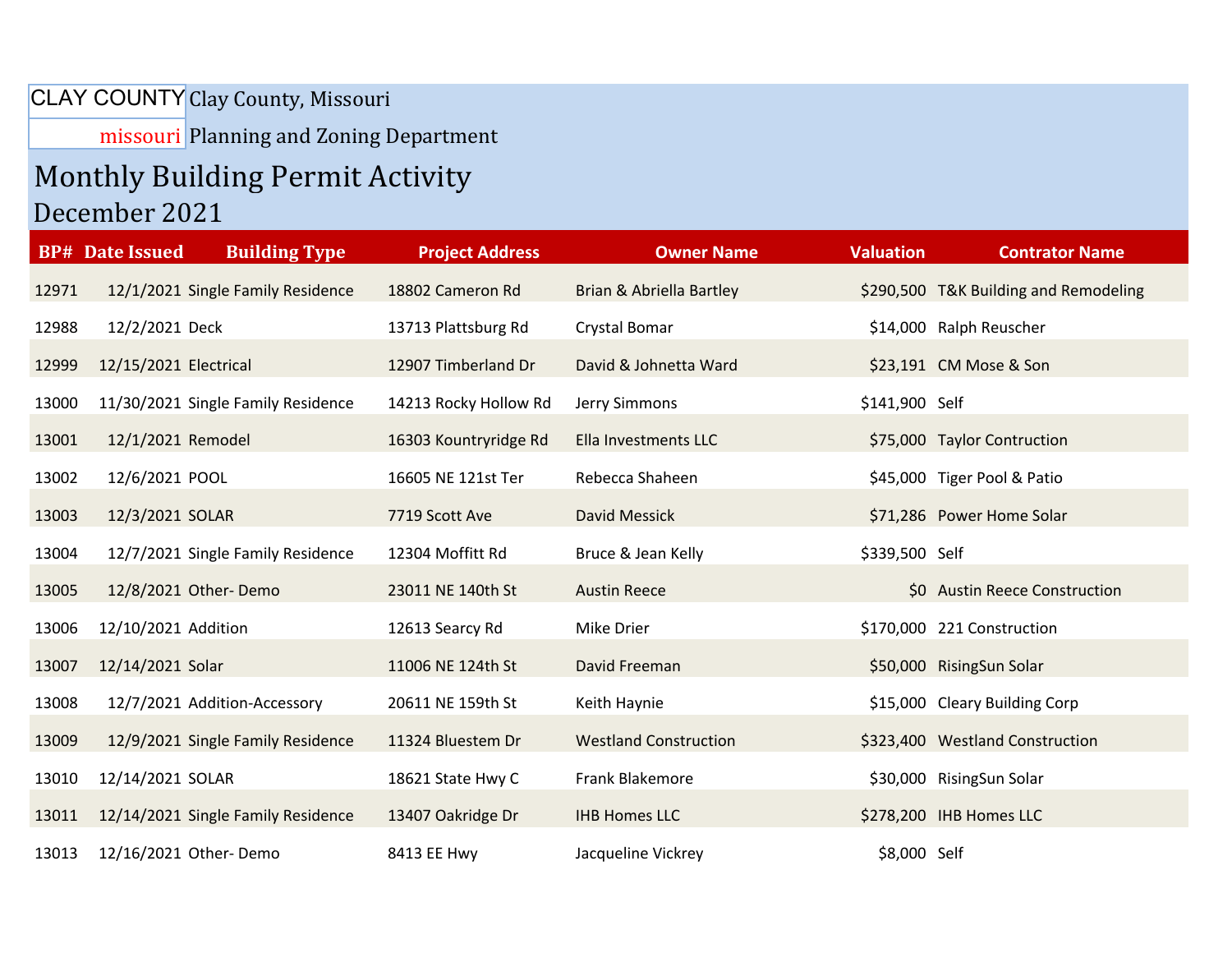CLAY COUNTY
missouri

Clay County, Missouri

Planning and Zoning Department

# Monthly Building Permit Activity

## December 2021

| BP# | Date Issued | Building Type | Project Address | Owner Name | Valuation | Contrator Name |
|---|---|---|---|---|---|---|
| 12971 | 12/1/2021 | Single Family Residence | 18802 Cameron Rd | Brian & Abriella Bartley | $290,500 | T&K Building and Remodeling |
| 12988 | 12/2/2021 | Deck | 13713 Plattsburg Rd | Crystal Bomar | $14,000 | Ralph Reuscher |
| 12999 | 12/15/2021 | Electrical | 12907 Timberland Dr | David & Johnetta Ward | $23,191 | CM Mose & Son |
| 13000 | 11/30/2021 | Single Family Residence | 14213 Rocky Hollow Rd | Jerry Simmons | $141,900 | Self |
| 13001 | 12/1/2021 | Remodel | 16303 Kountryridge Rd | Ella Investments LLC | $75,000 | Taylor Contruction |
| 13002 | 12/6/2021 | POOL | 16605 NE 121st Ter | Rebecca Shaheen | $45,000 | Tiger Pool & Patio |
| 13003 | 12/3/2021 | SOLAR | 7719 Scott Ave | David Messick | $71,286 | Power Home Solar |
| 13004 | 12/7/2021 | Single Family Residence | 12304 Moffitt Rd | Bruce & Jean Kelly | $339,500 | Self |
| 13005 | 12/8/2021 | Other- Demo | 23011 NE 140th St | Austin Reece | $0 | Austin Reece Construction |
| 13006 | 12/10/2021 | Addition | 12613 Searcy Rd | Mike Drier | $170,000 | 221 Construction |
| 13007 | 12/14/2021 | Solar | 11006 NE 124th St | David Freeman | $50,000 | RisingSun Solar |
| 13008 | 12/7/2021 | Addition-Accessory | 20611 NE 159th St | Keith Haynie | $15,000 | Cleary Building Corp |
| 13009 | 12/9/2021 | Single Family Residence | 11324 Bluestem Dr | Westland Construction | $323,400 | Westland Construction |
| 13010 | 12/14/2021 | SOLAR | 18621 State Hwy C | Frank Blakemore | $30,000 | RisingSun Solar |
| 13011 | 12/14/2021 | Single Family Residence | 13407 Oakridge Dr | IHB Homes LLC | $278,200 | IHB Homes LLC |
| 13013 | 12/16/2021 | Other- Demo | 8413 EE Hwy | Jacqueline Vickrey | $8,000 | Self |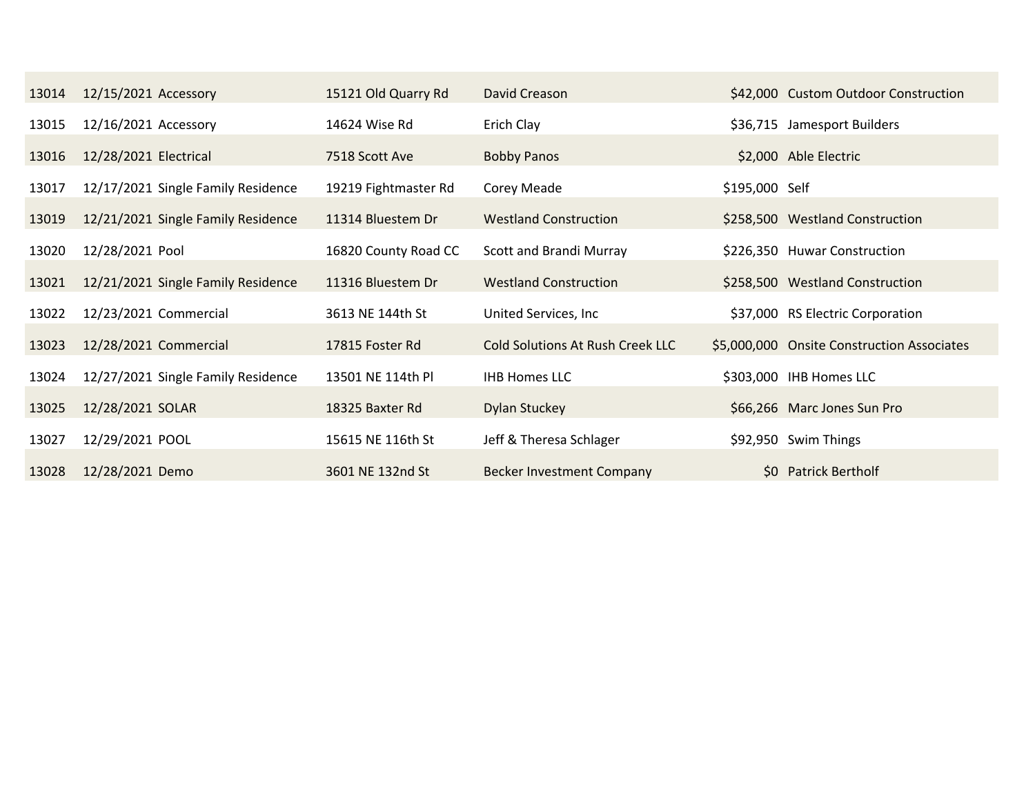| | | | | | | |
|---|---|---|---|---|---|---|
| 13014 | 12/15/2021 | Accessory | 15121 Old Quarry Rd | David Creason | $42,000 | Custom Outdoor Construction |
| 13015 | 12/16/2021 | Accessory | 14624 Wise Rd | Erich Clay | $36,715 | Jamesport Builders |
| 13016 | 12/28/2021 | Electrical | 7518 Scott Ave | Bobby Panos | $2,000 | Able Electric |
| 13017 | 12/17/2021 | Single Family Residence | 19219 Fightmaster Rd | Corey Meade | $195,000 | Self |
| 13019 | 12/21/2021 | Single Family Residence | 11314 Bluestem Dr | Westland Construction | $258,500 | Westland Construction |
| 13020 | 12/28/2021 | Pool | 16820 County Road CC | Scott and Brandi Murray | $226,350 | Huwar Construction |
| 13021 | 12/21/2021 | Single Family Residence | 11316 Bluestem Dr | Westland Construction | $258,500 | Westland Construction |
| 13022 | 12/23/2021 | Commercial | 3613 NE 144th St | United Services, Inc | $37,000 | RS Electric Corporation |
| 13023 | 12/28/2021 | Commercial | 17815 Foster Rd | Cold Solutions At Rush Creek LLC | $5,000,000 | Onsite Construction Associates |
| 13024 | 12/27/2021 | Single Family Residence | 13501 NE 114th Pl | IHB Homes LLC | $303,000 | IHB Homes LLC |
| 13025 | 12/28/2021 | SOLAR | 18325 Baxter Rd | Dylan Stuckey | $66,266 | Marc Jones Sun Pro |
| 13027 | 12/29/2021 | POOL | 15615 NE 116th St | Jeff & Theresa Schlager | $92,950 | Swim Things |
| 13028 | 12/28/2021 | Demo | 3601 NE 132nd St | Becker Investment Company | $0 | Patrick Bertholf |